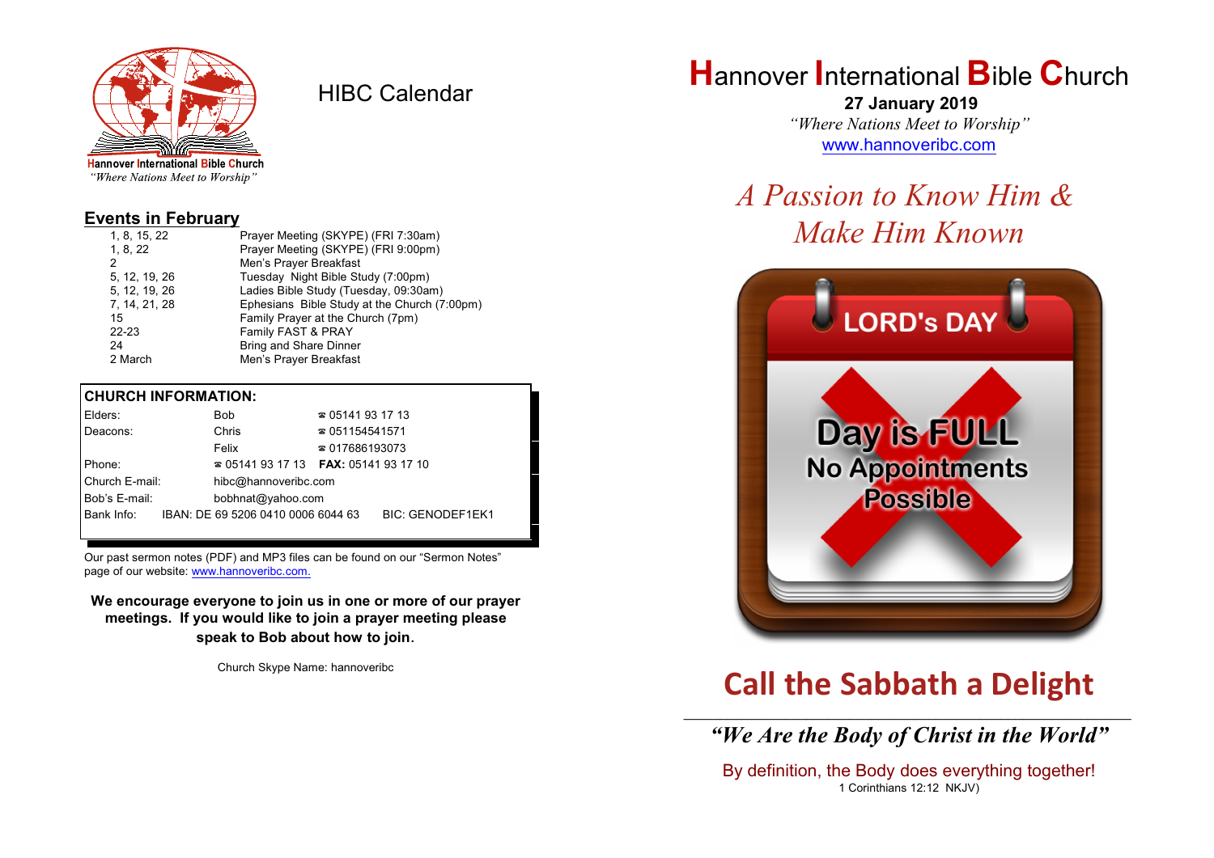Hannover International Bible Church
*"Where Nations Meet to Worship"*

# HIBC Calendar

## Events in February

| | |
|---|---|
| 1, 8, 15, 22 | Prayer Meeting (SKYPE) (FRI 7:30am) |
| 1, 8, 22 | Prayer Meeting (SKYPE) (FRI 9:00pm) |
| 2 | Men's Prayer Breakfast |
| 5, 12, 19, 26 | Tuesday Night Bible Study (7:00pm) |
| 5, 12, 19, 26 | Ladies Bible Study (Tuesday, 09:30am) |
| 7, 14, 21, 28 | Ephesians Bible Study at the Church (7:00pm) |
| 15 | Family Prayer at the Church (7pm) |
| 22-23 | Family FAST & PRAY |
| 24 | Bring and Share Dinner |
| 2 March | Men's Prayer Breakfast |

**CHURCH INFORMATION:**

| | | |
|---|---|---|
| Elders: | Bob | ☎ 05141 93 17 13 |
| Deacons: | Chris | ☎ 051154541571 |
| | Felix | ☎ 017686193073 |
| Phone: | ☎ 05141 93 17 13 | **FAX:** 05141 93 17 10 |
| Church E-mail: | hibc@hannoveribc.com | |
| Bob's E-mail: | bobhnat@yahoo.com | |
| Bank Info: | IBAN: DE 69 5206 0410 0006 6044 63 | BIC: GENODEF1EK1 |

Our past sermon notes (PDF) and MP3 files can be found on our "Sermon Notes" page of our website: www.hannoveribc.com.

**We encourage everyone to join us in one or more of our prayer meetings. If you would like to join a prayer meeting please speak to Bob about how to join.**

Church Skype Name: hannoveribc

# Hannover International Bible Church

**27 January 2019**

*"Where Nations Meet to Worship"*

www.hannoveribc.com

## *A Passion to Know Him & Make Him Known*

LORD's DAY

Day is FULL
No Appointments Possible

## Call the Sabbath a Delight

---

***"We Are the Body of Christ in the World"***

By definition, the Body does everything together!
1 Corinthians 12:12 NKJV)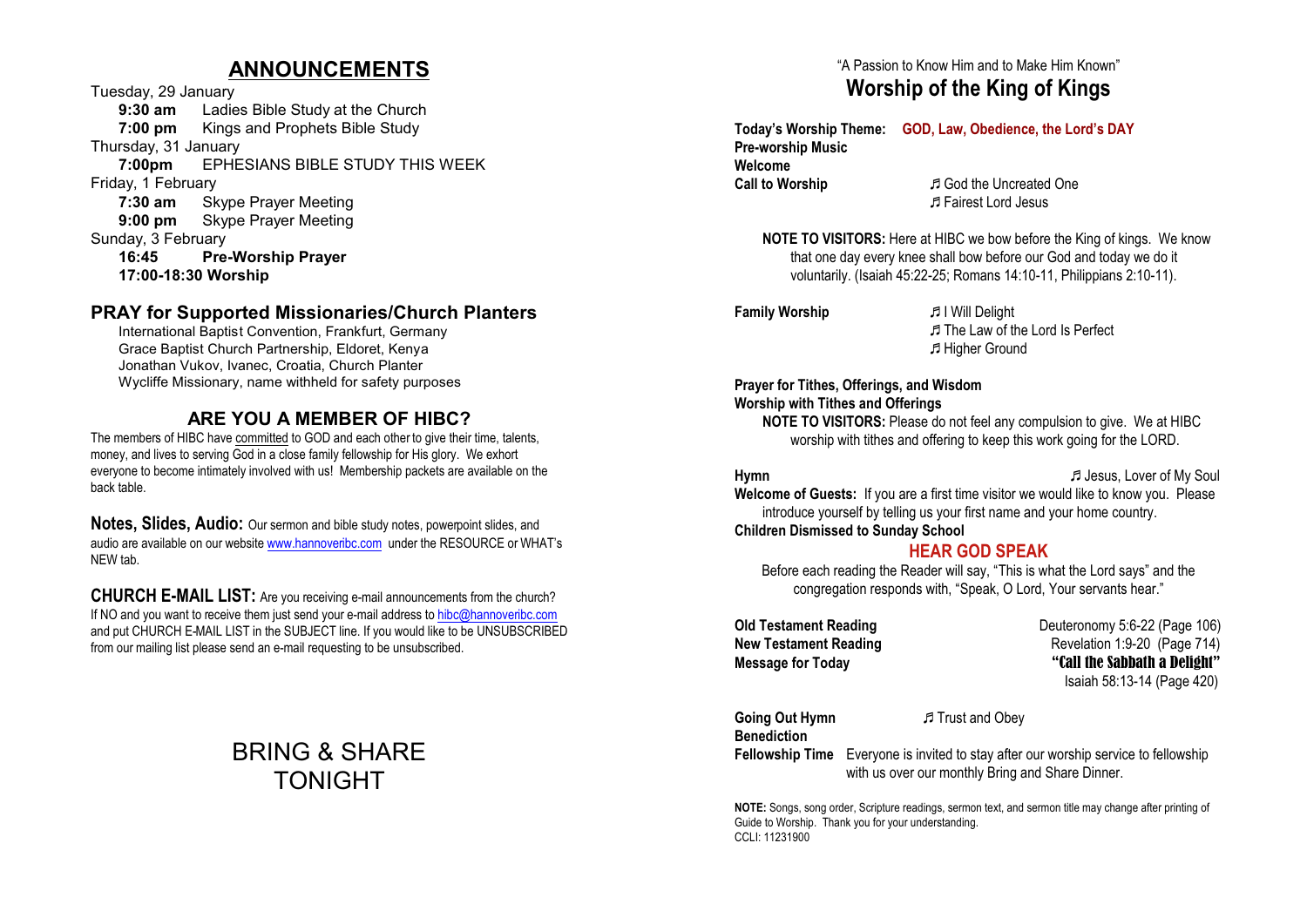## ANNOUNCEMENTS

Tuesday, 29 January

**9:30 am** Ladies Bible Study at the Church
**7:00 pm** Kings and Prophets Bible Study

Thursday, 31 January

**7:00pm** EPHESIANS BIBLE STUDY THIS WEEK

Friday, 1 February

**7:30 am** Skype Prayer Meeting
**9:00 pm** Skype Prayer Meeting

Sunday, 3 February

**16:45 Pre-Worship Prayer**
**17:00-18:30 Worship**

### PRAY for Supported Missionaries/Church Planters

International Baptist Convention, Frankfurt, Germany
Grace Baptist Church Partnership, Eldoret, Kenya
Jonathan Vukov, Ivanec, Croatia, Church Planter
Wycliffe Missionary, name withheld for safety purposes

### ARE YOU A MEMBER OF HIBC?

The members of HIBC have committed to GOD and each other to give their time, talents, money, and lives to serving God in a close family fellowship for His glory. We exhort everyone to become intimately involved with us! Membership packets are available on the back table.

**Notes, Slides, Audio:** Our sermon and bible study notes, powerpoint slides, and audio are available on our website www.hannoveribc.com under the RESOURCE or WHAT's NEW tab.

**CHURCH E-MAIL LIST:** Are you receiving e-mail announcements from the church? If NO and you want to receive them just send your e-mail address to hibc@hannoveribc.com and put CHURCH E-MAIL LIST in the SUBJECT line. If you would like to be UNSUBSCRIBED from our mailing list please send an e-mail requesting to be unsubscribed.

BRING & SHARE TONIGHT

"A Passion to Know Him and to Make Him Known"

# Worship of the King of Kings

**Today's Worship Theme:** **GOD, Law, Obedience, the Lord's DAY**
**Pre-worship Music**
**Welcome**
**Call to Worship** ♬ God the Uncreated One
♬ Fairest Lord Jesus

**NOTE TO VISITORS:** Here at HIBC we bow before the King of kings. We know that one day every knee shall bow before our God and today we do it voluntarily. (Isaiah 45:22-25; Romans 14:10-11, Philippians 2:10-11).

**Family Worship** ♬ I Will Delight
♬ The Law of the Lord Is Perfect
♬ Higher Ground

**Prayer for Tithes, Offerings, and Wisdom**
**Worship with Tithes and Offerings**

**NOTE TO VISITORS:** Please do not feel any compulsion to give. We at HIBC worship with tithes and offering to keep this work going for the LORD.

**Hymn** ♬ Jesus, Lover of My Soul

**Welcome of Guests:** If you are a first time visitor we would like to know you. Please introduce yourself by telling us your first name and your home country.

**Children Dismissed to Sunday School**

## HEAR GOD SPEAK

Before each reading the Reader will say, "This is what the Lord says" and the congregation responds with, "Speak, O Lord, Your servants hear."

**Old Testament Reading** Deuteronomy 5:6-22 (Page 106)
**New Testament Reading** Revelation 1:9-20 (Page 714)
**Message for Today** **"Call the Sabbath a Delight"**
Isaiah 58:13-14 (Page 420)

**Going Out Hymn** ♬ Trust and Obey
**Benediction**
**Fellowship Time** Everyone is invited to stay after our worship service to fellowship with us over our monthly Bring and Share Dinner.

**NOTE:** Songs, song order, Scripture readings, sermon text, and sermon title may change after printing of Guide to Worship. Thank you for your understanding.
CCLI: 11231900